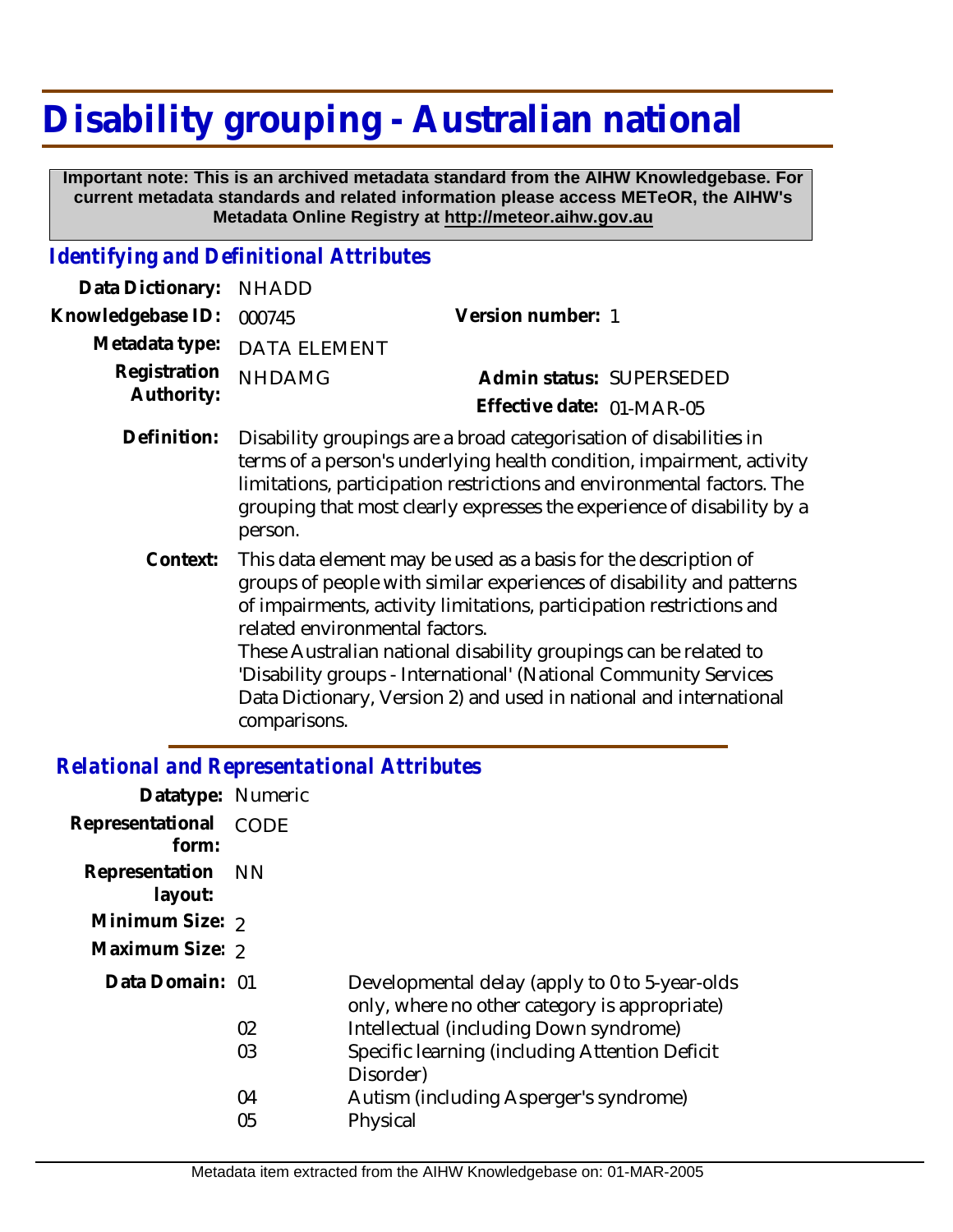# Disability grouping - Australian national

**Important note: This is an archived metadata standard from the AIHW Knowledgebase. For current metadata standards and related information please access METeOR, the AIHW's Metadata Online Registry at http://meteor.aihw.gov.au**

## *Identifying and Definitional Attributes*

| | | | |
|---|---|---|---|
| **Data Dictionary:** | NHADD | | |
| **Knowledgebase ID:** | 000745 | **Version number:** | 1 |
| **Metadata type:** | DATA ELEMENT | | |
| **Registration Authority:** | NHDAMG | **Admin status:** | SUPERSEDED |
| | | **Effective date:** | 01-MAR-05 |

**Definition:** Disability groupings are a broad categorisation of disabilities in terms of a person's underlying health condition, impairment, activity limitations, participation restrictions and environmental factors. The grouping that most clearly expresses the experience of disability by a person.

**Context:** This data element may be used as a basis for the description of groups of people with similar experiences of disability and patterns of impairments, activity limitations, participation restrictions and related environmental factors.
These Australian national disability groupings can be related to 'Disability groups - International' (National Community Services Data Dictionary, Version 2) and used in national and international comparisons.

## *Relational and Representational Attributes*

**Datatype:** Numeric

**Representational form:** CODE

**Representation layout:** NN

**Minimum Size:** 2

**Maximum Size:** 2

**Data Domain:**

| | |
|---|---|
| 01 | Developmental delay (apply to 0 to 5-year-olds only, where no other category is appropriate) |
| 02 | Intellectual (including Down syndrome) |
| 03 | Specific learning (including Attention Deficit Disorder) |
| 04 | Autism (including Asperger's syndrome) |
| 05 | Physical |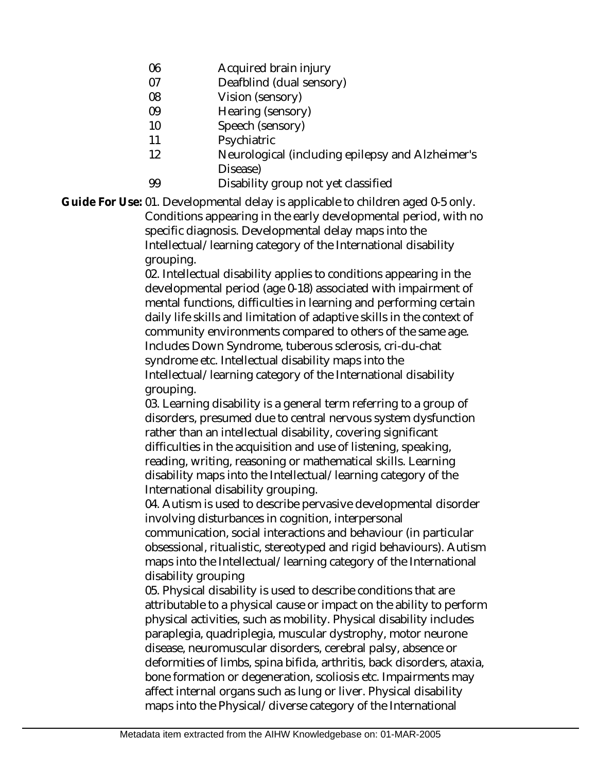| | |
|---|---|
| 06 | Acquired brain injury |
| 07 | Deafblind (dual sensory) |
| 08 | Vision (sensory) |
| 09 | Hearing (sensory) |
| 10 | Speech (sensory) |
| 11 | Psychiatric |
| 12 | Neurological (including epilepsy and Alzheimer's Disease) |
| 99 | Disability group not yet classified |

**Guide For Use:** 01. Developmental delay is applicable to children aged 0-5 only. Conditions appearing in the early developmental period, with no specific diagnosis. Developmental delay maps into the Intellectual/learning category of the International disability grouping.

02. Intellectual disability applies to conditions appearing in the developmental period (age 0-18) associated with impairment of mental functions, difficulties in learning and performing certain daily life skills and limitation of adaptive skills in the context of community environments compared to others of the same age. Includes Down Syndrome, tuberous sclerosis, cri-du-chat syndrome etc. Intellectual disability maps into the Intellectual/learning category of the International disability grouping.

03. Learning disability is a general term referring to a group of disorders, presumed due to central nervous system dysfunction rather than an intellectual disability, covering significant difficulties in the acquisition and use of listening, speaking, reading, writing, reasoning or mathematical skills. Learning disability maps into the Intellectual/learning category of the International disability grouping.

04. Autism is used to describe pervasive developmental disorder involving disturbances in cognition, interpersonal communication, social interactions and behaviour (in particular obsessional, ritualistic, stereotyped and rigid behaviours). Autism maps into the Intellectual/learning category of the International disability grouping

05. Physical disability is used to describe conditions that are attributable to a physical cause or impact on the ability to perform physical activities, such as mobility. Physical disability includes paraplegia, quadriplegia, muscular dystrophy, motor neurone disease, neuromuscular disorders, cerebral palsy, absence or deformities of limbs, spina bifida, arthritis, back disorders, ataxia, bone formation or degeneration, scoliosis etc. Impairments may affect internal organs such as lung or liver. Physical disability maps into the Physical/diverse category of the International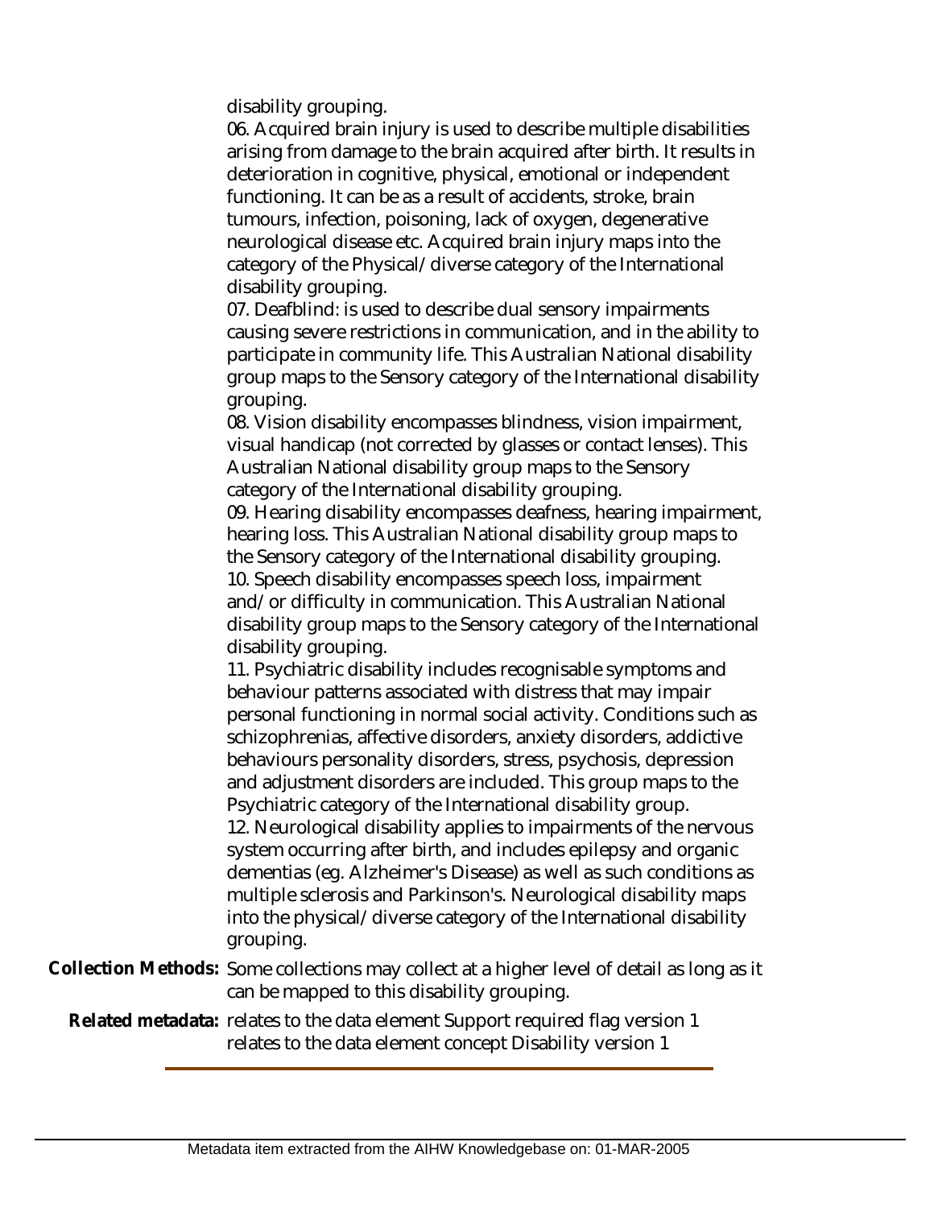disability grouping.

06. Acquired brain injury is used to describe multiple disabilities arising from damage to the brain acquired after birth. It results in deterioration in cognitive, physical, emotional or independent functioning. It can be as a result of accidents, stroke, brain tumours, infection, poisoning, lack of oxygen, degenerative neurological disease etc. Acquired brain injury maps into the category of the Physical/diverse category of the International disability grouping.

07. Deafblind: is used to describe dual sensory impairments causing severe restrictions in communication, and in the ability to participate in community life. This Australian National disability group maps to the Sensory category of the International disability grouping.

08. Vision disability encompasses blindness, vision impairment, visual handicap (not corrected by glasses or contact lenses). This Australian National disability group maps to the Sensory category of the International disability grouping.

09. Hearing disability encompasses deafness, hearing impairment, hearing loss. This Australian National disability group maps to the Sensory category of the International disability grouping.

10. Speech disability encompasses speech loss, impairment and/or difficulty in communication. This Australian National disability group maps to the Sensory category of the International disability grouping.

11. Psychiatric disability includes recognisable symptoms and behaviour patterns associated with distress that may impair personal functioning in normal social activity. Conditions such as schizophrenias, affective disorders, anxiety disorders, addictive behaviours personality disorders, stress, psychosis, depression and adjustment disorders are included. This group maps to the Psychiatric category of the International disability group.

12. Neurological disability applies to impairments of the nervous system occurring after birth, and includes epilepsy and organic dementias (eg. Alzheimer's Disease) as well as such conditions as multiple sclerosis and Parkinson's. Neurological disability maps into the physical/diverse category of the International disability grouping.

**Collection Methods:** Some collections may collect at a higher level of detail as long as it can be mapped to this disability grouping.

**Related metadata:** relates to the data element Support required flag version 1
relates to the data element concept Disability version 1

Metadata item extracted from the AIHW Knowledgebase on: 01-MAR-2005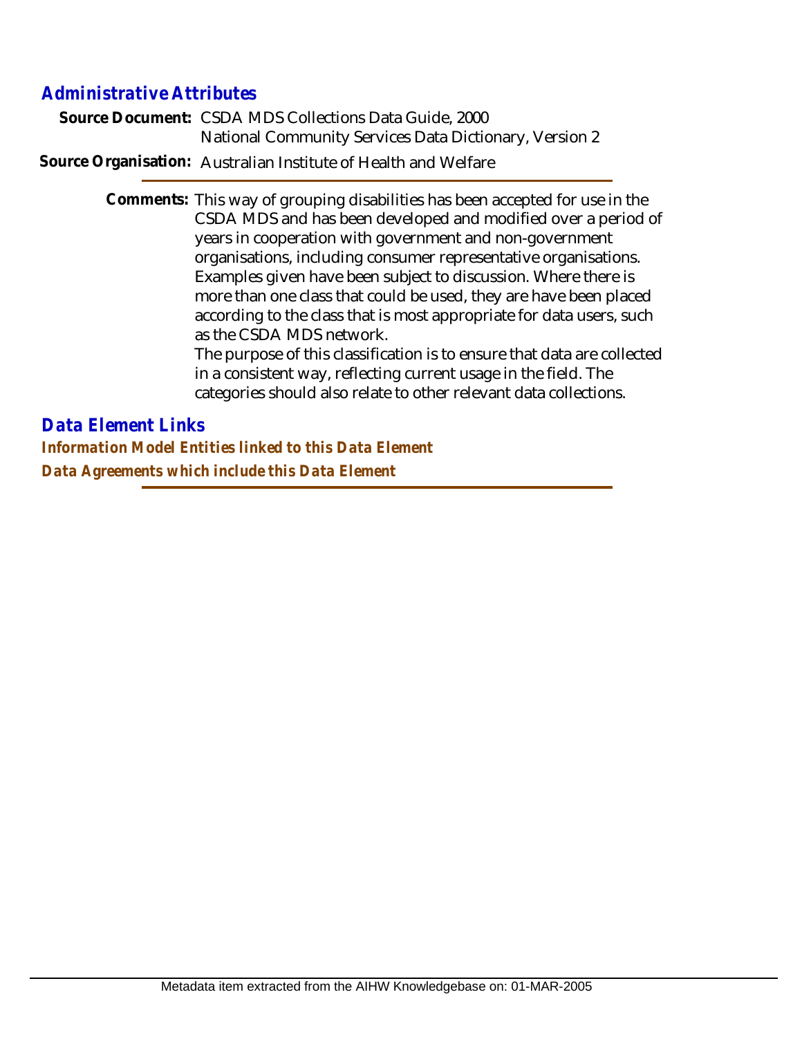## Administrative Attributes

**Source Document:** CSDA MDS Collections Data Guide, 2000
National Community Services Data Dictionary, Version 2

**Source Organisation:** Australian Institute of Health and Welfare

**Comments:** This way of grouping disabilities has been accepted for use in the CSDA MDS and has been developed and modified over a period of years in cooperation with government and non-government organisations, including consumer representative organisations. Examples given have been subject to discussion. Where there is more than one class that could be used, they are have been placed according to the class that is most appropriate for data users, such as the CSDA MDS network.
The purpose of this classification is to ensure that data are collected in a consistent way, reflecting current usage in the field. The categories should also relate to other relevant data collections.

## Data Element Links

### Information Model Entities linked to this Data Element

### Data Agreements which include this Data Element

Metadata item extracted from the AIHW Knowledgebase on: 01-MAR-2005